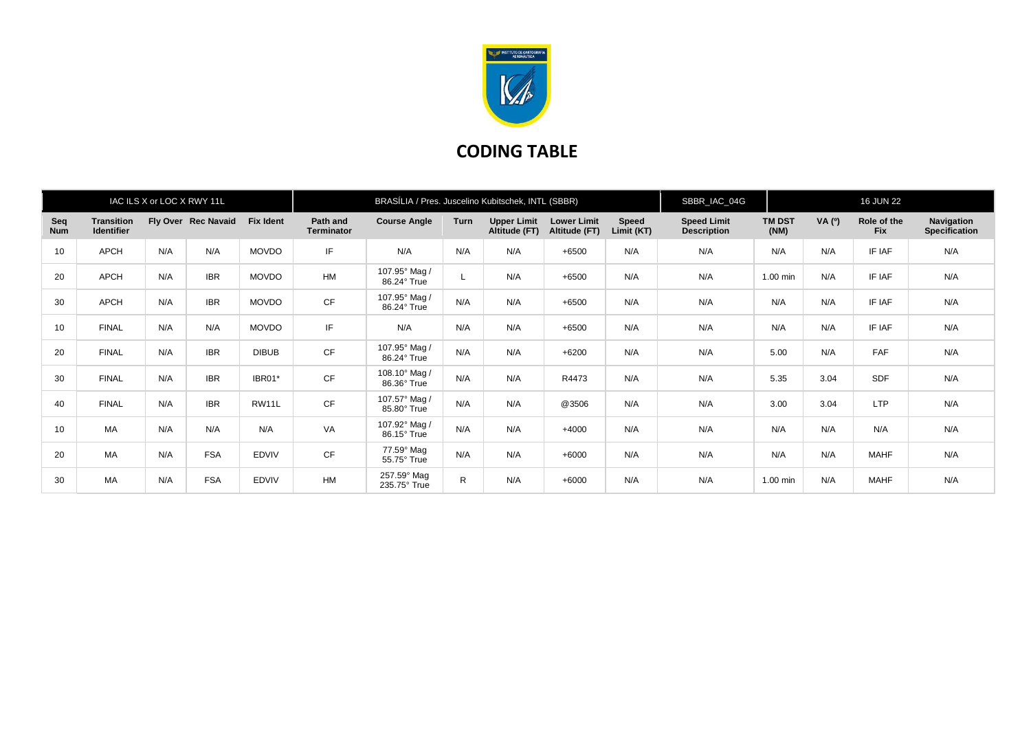# CODING TABLE

| IAC ILS X or LOC X RWY 11L | | | | | BRASÍLIA / Pres. Juscelino Kubitschek, INTL (SBBR) | | | | | SBBR_IAC_04G | 16 JUN 22 | | | |
|---|---|---|---|---|---|---|---|---|---|---|---|---|---|---|
| **Seq Num** | **Transition Identifier** | **Fly Over** | **Rec Navaid** | **Fix Ident** | **Path and Terminator** | **Course Angle** | **Turn** | **Upper Limit Altitude (FT)** | **Lower Limit Altitude (FT)** | **Speed Limit (KT)** | **Speed Limit Description** | **TM DST (NM)** | **VA (º)** | **Role of the Fix** | **Navigation Specification** |
| 10 | APCH | N/A | N/A | MOVDO | IF | N/A | N/A | N/A | +6500 | N/A | N/A | N/A | N/A | IF IAF | N/A |
| 20 | APCH | N/A | IBR | MOVDO | HM | 107.95° Mag / 86.24° True | L | N/A | +6500 | N/A | N/A | 1.00 min | N/A | IF IAF | N/A |
| 30 | APCH | N/A | IBR | MOVDO | CF | 107.95° Mag / 86.24° True | N/A | N/A | +6500 | N/A | N/A | N/A | N/A | IF IAF | N/A |
| 10 | FINAL | N/A | N/A | MOVDO | IF | N/A | N/A | N/A | +6500 | N/A | N/A | N/A | N/A | IF IAF | N/A |
| 20 | FINAL | N/A | IBR | DIBUB | CF | 107.95° Mag / 86.24° True | N/A | N/A | +6200 | N/A | N/A | 5.00 | N/A | FAF | N/A |
| 30 | FINAL | N/A | IBR | IBR01* | CF | 108.10° Mag / 86.36° True | N/A | N/A | R4473 | N/A | N/A | 5.35 | 3.04 | SDF | N/A |
| 40 | FINAL | N/A | IBR | RW11L | CF | 107.57° Mag / 85.80° True | N/A | N/A | @3506 | N/A | N/A | 3.00 | 3.04 | LTP | N/A |
| 10 | MA | N/A | N/A | N/A | VA | 107.92° Mag / 86.15° True | N/A | N/A | +4000 | N/A | N/A | N/A | N/A | N/A | N/A |
| 20 | MA | N/A | FSA | EDVIV | CF | 77.59° Mag 55.75° True | N/A | N/A | +6000 | N/A | N/A | N/A | N/A | MAHF | N/A |
| 30 | MA | N/A | FSA | EDVIV | HM | 257.59° Mag 235.75° True | R | N/A | +6000 | N/A | N/A | 1.00 min | N/A | MAHF | N/A |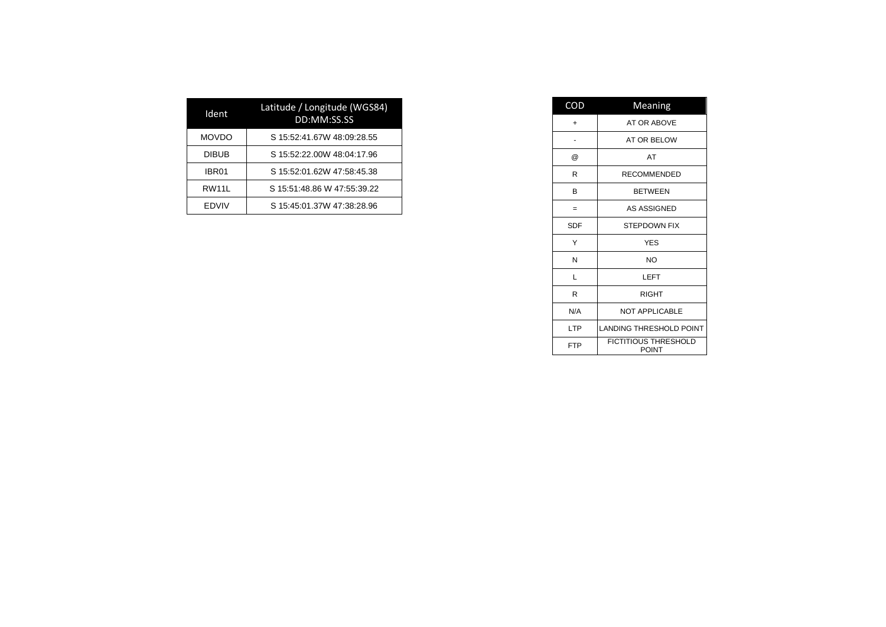| Ident | Latitude / Longitude (WGS84) DD:MM:SS.SS |
|---|---|
| MOVDO | S 15:52:41.67W 48:09:28.55 |
| DIBUB | S 15:52:22.00W 48:04:17.96 |
| IBR01 | S 15:52:01.62W 47:58:45.38 |
| RW11L | S 15:51:48.86 W 47:55:39.22 |
| EDVIV | S 15:45:01.37W 47:38:28.96 |

| COD | Meaning |
|---|---|
| + | AT OR ABOVE |
| - | AT OR BELOW |
| @ | AT |
| R | RECOMMENDED |
| B | BETWEEN |
| = | AS ASSIGNED |
| SDF | STEPDOWN FIX |
| Y | YES |
| N | NO |
| L | LEFT |
| R | RIGHT |
| N/A | NOT APPLICABLE |
| LTP | LANDING THRESHOLD POINT |
| FTP | FICTITIOUS THRESHOLD POINT |